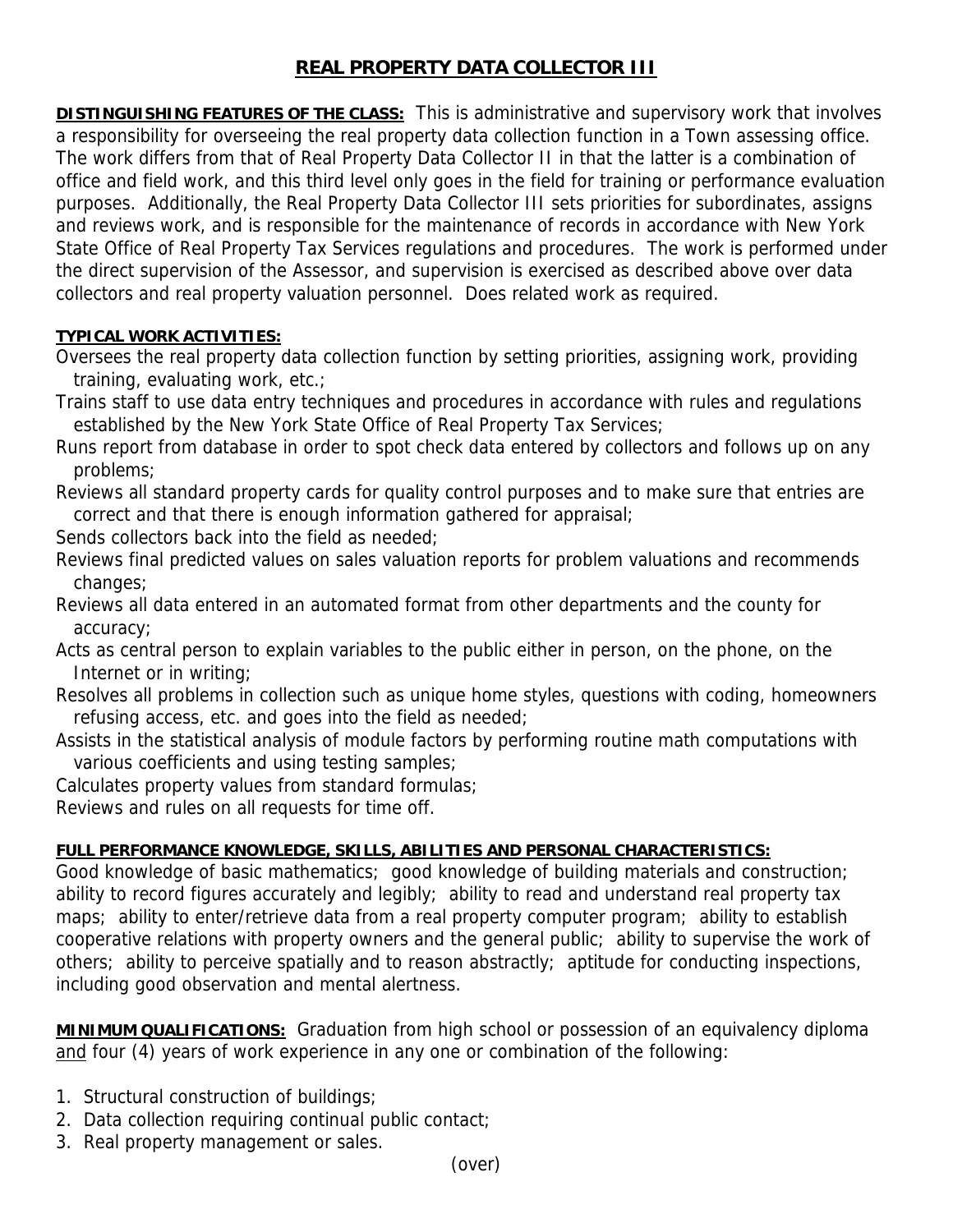# REAL PROPERTY DATA COLLECTOR III

**DISTINGUISHING FEATURES OF THE CLASS:** This is administrative and supervisory work that involves a responsibility for overseeing the real property data collection function in a Town assessing office. The work differs from that of Real Property Data Collector II in that the latter is a combination of office and field work, and this third level only goes in the field for training or performance evaluation purposes. Additionally, the Real Property Data Collector III sets priorities for subordinates, assigns and reviews work, and is responsible for the maintenance of records in accordance with New York State Office of Real Property Tax Services regulations and procedures. The work is performed under the direct supervision of the Assessor, and supervision is exercised as described above over data collectors and real property valuation personnel. Does related work as required.

**TYPICAL WORK ACTIVITIES:**

Oversees the real property data collection function by setting priorities, assigning work, providing training, evaluating work, etc.;

Trains staff to use data entry techniques and procedures in accordance with rules and regulations established by the New York State Office of Real Property Tax Services;

Runs report from database in order to spot check data entered by collectors and follows up on any problems;

Reviews all standard property cards for quality control purposes and to make sure that entries are correct and that there is enough information gathered for appraisal;

Sends collectors back into the field as needed;

Reviews final predicted values on sales valuation reports for problem valuations and recommends changes;

Reviews all data entered in an automated format from other departments and the county for accuracy;

Acts as central person to explain variables to the public either in person, on the phone, on the Internet or in writing;

Resolves all problems in collection such as unique home styles, questions with coding, homeowners refusing access, etc. and goes into the field as needed;

Assists in the statistical analysis of module factors by performing routine math computations with various coefficients and using testing samples;

Calculates property values from standard formulas;

Reviews and rules on all requests for time off.

**FULL PERFORMANCE KNOWLEDGE, SKILLS, ABILITIES AND PERSONAL CHARACTERISTICS:**
Good knowledge of basic mathematics; good knowledge of building materials and construction; ability to record figures accurately and legibly; ability to read and understand real property tax maps; ability to enter/retrieve data from a real property computer program; ability to establish cooperative relations with property owners and the general public; ability to supervise the work of others; ability to perceive spatially and to reason abstractly; aptitude for conducting inspections, including good observation and mental alertness.

**MINIMUM QUALIFICATIONS:** Graduation from high school or possession of an equivalency diploma and four (4) years of work experience in any one or combination of the following:

1. Structural construction of buildings;
2. Data collection requiring continual public contact;
3. Real property management or sales.

(over)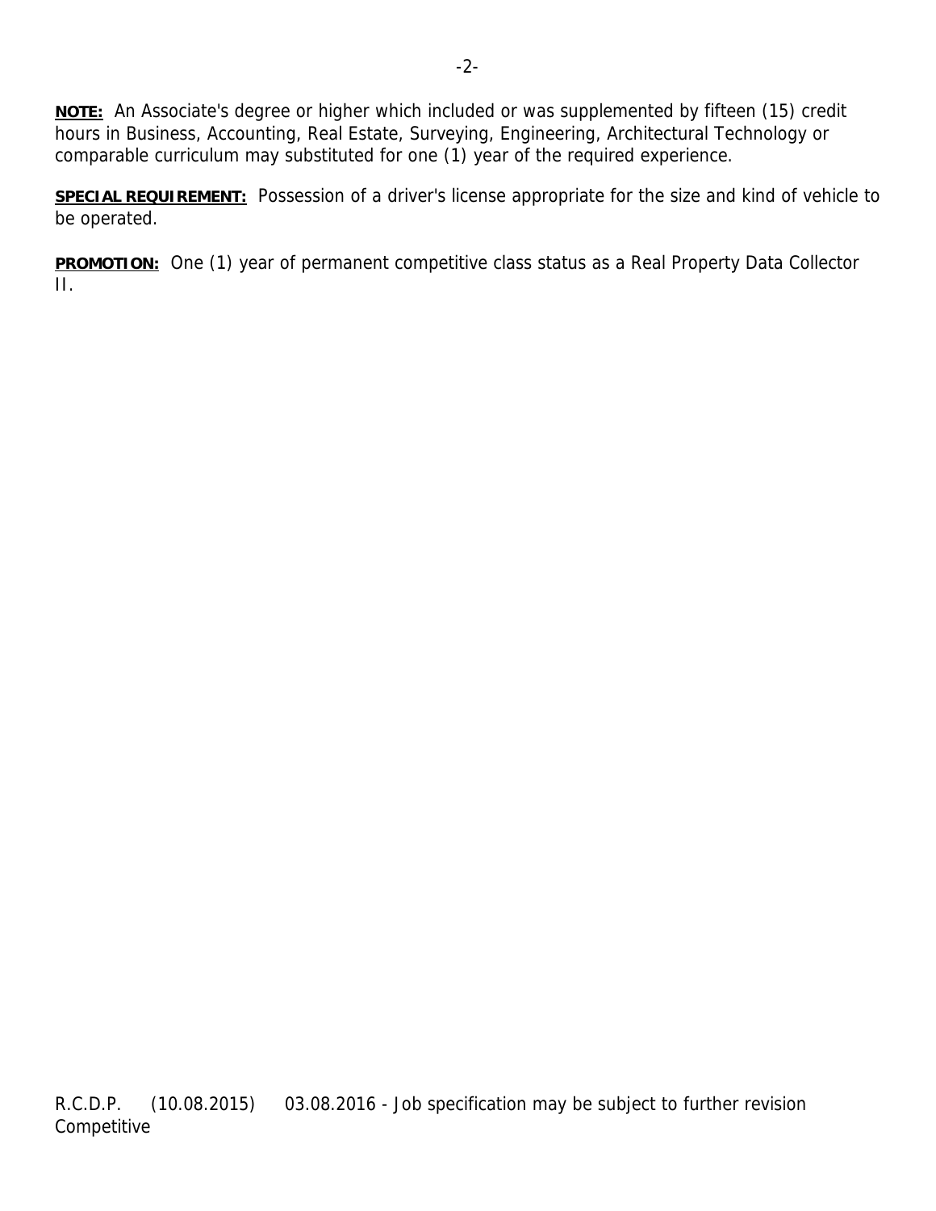**NOTE:** An Associate's degree or higher which included or was supplemented by fifteen (15) credit hours in Business, Accounting, Real Estate, Surveying, Engineering, Architectural Technology or comparable curriculum may substituted for one (1) year of the required experience.

**SPECIAL REQUIREMENT:** Possession of a driver's license appropriate for the size and kind of vehicle to be operated.

**PROMOTION:** One (1) year of permanent competitive class status as a Real Property Data Collector II.

R.C.D.P. (10.08.2015) 03.08.2016 - Job specification may be subject to further revision
Competitive